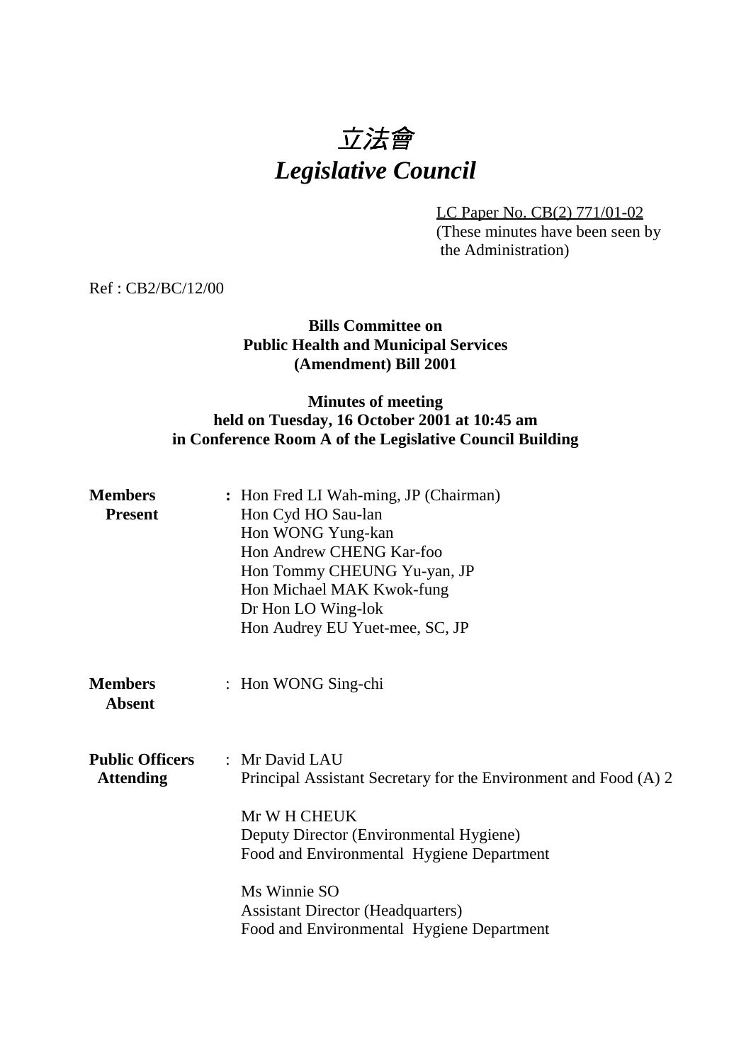# *立法會*
# *Legislative Council*

LC Paper No. CB(2) 771/01-02
(These minutes have been seen by the Administration)

Ref : CB2/BC/12/00

**Bills Committee on**
**Public Health and Municipal Services**
**(Amendment) Bill 2001**

**Minutes of meeting**
**held on Tuesday, 16 October 2001 at 10:45 am**
**in Conference Room A of the Legislative Council Building**

**Members Present** : Hon Fred LI Wah-ming, JP (Chairman)
Hon Cyd HO Sau-lan
Hon WONG Yung-kan
Hon Andrew CHENG Kar-foo
Hon Tommy CHEUNG Yu-yan, JP
Hon Michael MAK Kwok-fung
Dr Hon LO Wing-lok
Hon Audrey EU Yuet-mee, SC, JP

**Members Absent** : Hon WONG Sing-chi

**Public Officers Attending** : Mr David LAU
Principal Assistant Secretary for the Environment and Food (A) 2

Mr W H CHEUK
Deputy Director (Environmental Hygiene)
Food and Environmental Hygiene Department

Ms Winnie SO
Assistant Director (Headquarters)
Food and Environmental Hygiene Department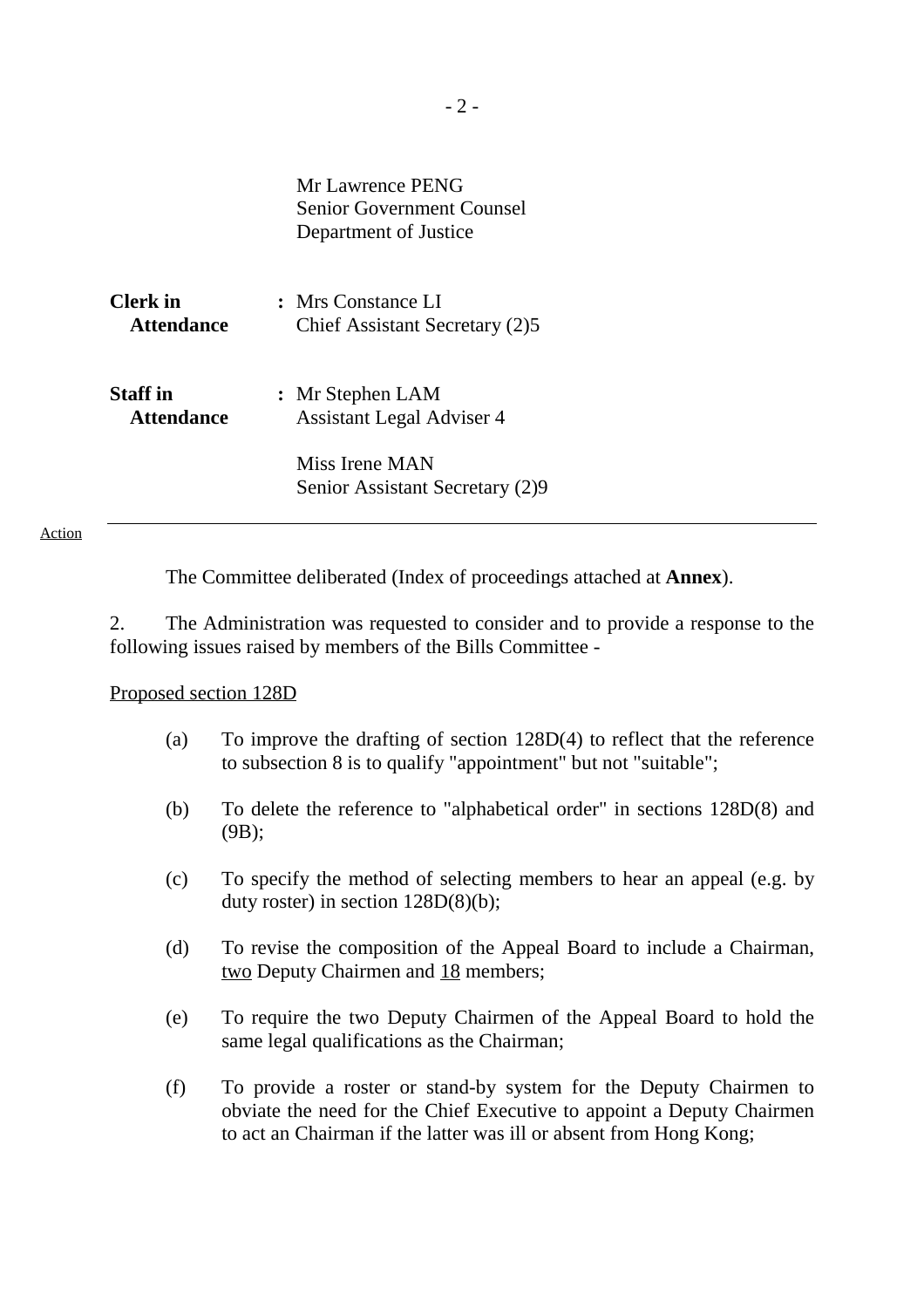Mr Lawrence PENG
Senior Government Counsel
Department of Justice

| | | |
|---|---|---|
| **Clerk in Attendance** | : | Mrs Constance LI<br>Chief Assistant Secretary (2)5 |
| **Staff in Attendance** | : | Mr Stephen LAM<br>Assistant Legal Adviser 4<br><br>Miss Irene MAN<br>Senior Assistant Secretary (2)9 |

Action

---

The Committee deliberated (Index of proceedings attached at **Annex**).

2. The Administration was requested to consider and to provide a response to the following issues raised by members of the Bills Committee -

<u>Proposed section 128D</u>

(a) To improve the drafting of section 128D(4) to reflect that the reference to subsection 8 is to qualify "appointment" but not "suitable";

(b) To delete the reference to "alphabetical order" in sections 128D(8) and (9B);

(c) To specify the method of selecting members to hear an appeal (e.g. by duty roster) in section 128D(8)(b);

(d) To revise the composition of the Appeal Board to include a Chairman, <u>two</u> Deputy Chairmen and <u>18</u> members;

(e) To require the two Deputy Chairmen of the Appeal Board to hold the same legal qualifications as the Chairman;

(f) To provide a roster or stand-by system for the Deputy Chairmen to obviate the need for the Chief Executive to appoint a Deputy Chairmen to act an Chairman if the latter was ill or absent from Hong Kong;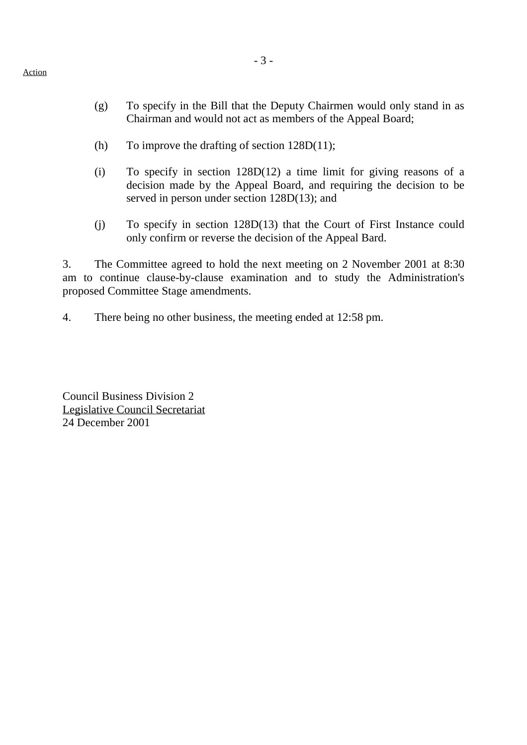Action

(g) To specify in the Bill that the Deputy Chairmen would only stand in as Chairman and would not act as members of the Appeal Board;

(h) To improve the drafting of section 128D(11);

(i) To specify in section 128D(12) a time limit for giving reasons of a decision made by the Appeal Board, and requiring the decision to be served in person under section 128D(13); and

(j) To specify in section 128D(13) that the Court of First Instance could only confirm or reverse the decision of the Appeal Bard.

3. The Committee agreed to hold the next meeting on 2 November 2001 at 8:30 am to continue clause-by-clause examination and to study the Administration's proposed Committee Stage amendments.

4. There being no other business, the meeting ended at 12:58 pm.

Council Business Division 2
Legislative Council Secretariat
24 December 2001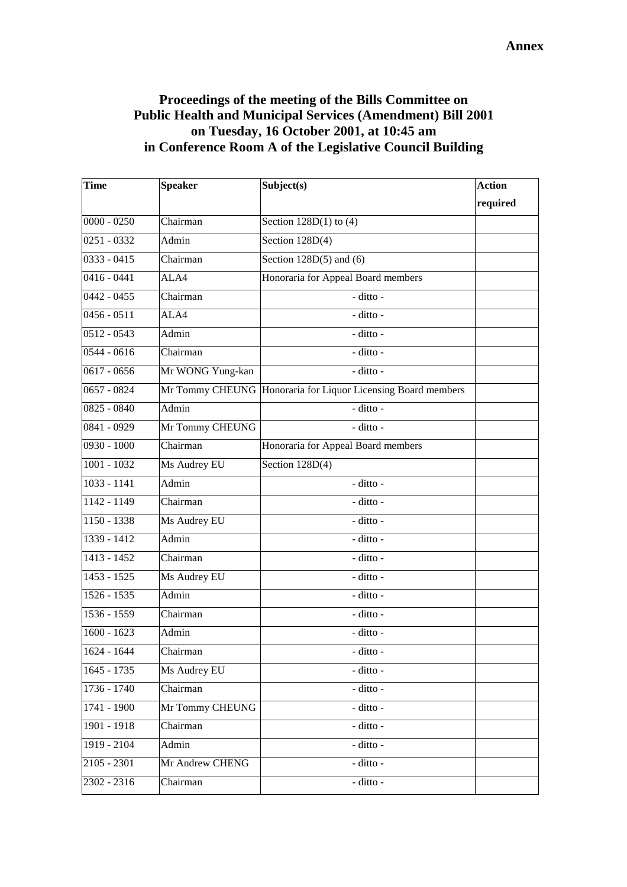**Annex**

# Proceedings of the meeting of the Bills Committee on Public Health and Municipal Services (Amendment) Bill 2001 on Tuesday, 16 October 2001, at 10:45 am in Conference Room A of the Legislative Council Building

| Time | Speaker | Subject(s) | Action required |
|---|---|---|---|
| 0000 - 0250 | Chairman | Section 128D(1) to (4) | |
| 0251 - 0332 | Admin | Section 128D(4) | |
| 0333 - 0415 | Chairman | Section 128D(5) and (6) | |
| 0416 - 0441 | ALA4 | Honoraria for Appeal Board members | |
| 0442 - 0455 | Chairman | - ditto - | |
| 0456 - 0511 | ALA4 | - ditto - | |
| 0512 - 0543 | Admin | - ditto - | |
| 0544 - 0616 | Chairman | - ditto - | |
| 0617 - 0656 | Mr WONG Yung-kan | - ditto - | |
| 0657 - 0824 | Mr Tommy CHEUNG | Honoraria for Liquor Licensing Board members | |
| 0825 - 0840 | Admin | - ditto - | |
| 0841 - 0929 | Mr Tommy CHEUNG | - ditto - | |
| 0930 - 1000 | Chairman | Honoraria for Appeal Board members | |
| 1001 - 1032 | Ms Audrey EU | Section 128D(4) | |
| 1033 - 1141 | Admin | - ditto - | |
| 1142 - 1149 | Chairman | - ditto - | |
| 1150 - 1338 | Ms Audrey EU | - ditto - | |
| 1339 - 1412 | Admin | - ditto - | |
| 1413 - 1452 | Chairman | - ditto - | |
| 1453 - 1525 | Ms Audrey EU | - ditto - | |
| 1526 - 1535 | Admin | - ditto - | |
| 1536 - 1559 | Chairman | - ditto - | |
| 1600 - 1623 | Admin | - ditto - | |
| 1624 - 1644 | Chairman | - ditto - | |
| 1645 - 1735 | Ms Audrey EU | - ditto - | |
| 1736 - 1740 | Chairman | - ditto - | |
| 1741 - 1900 | Mr Tommy CHEUNG | - ditto - | |
| 1901 - 1918 | Chairman | - ditto - | |
| 1919 - 2104 | Admin | - ditto - | |
| 2105 - 2301 | Mr Andrew CHENG | - ditto - | |
| 2302 - 2316 | Chairman | - ditto - | |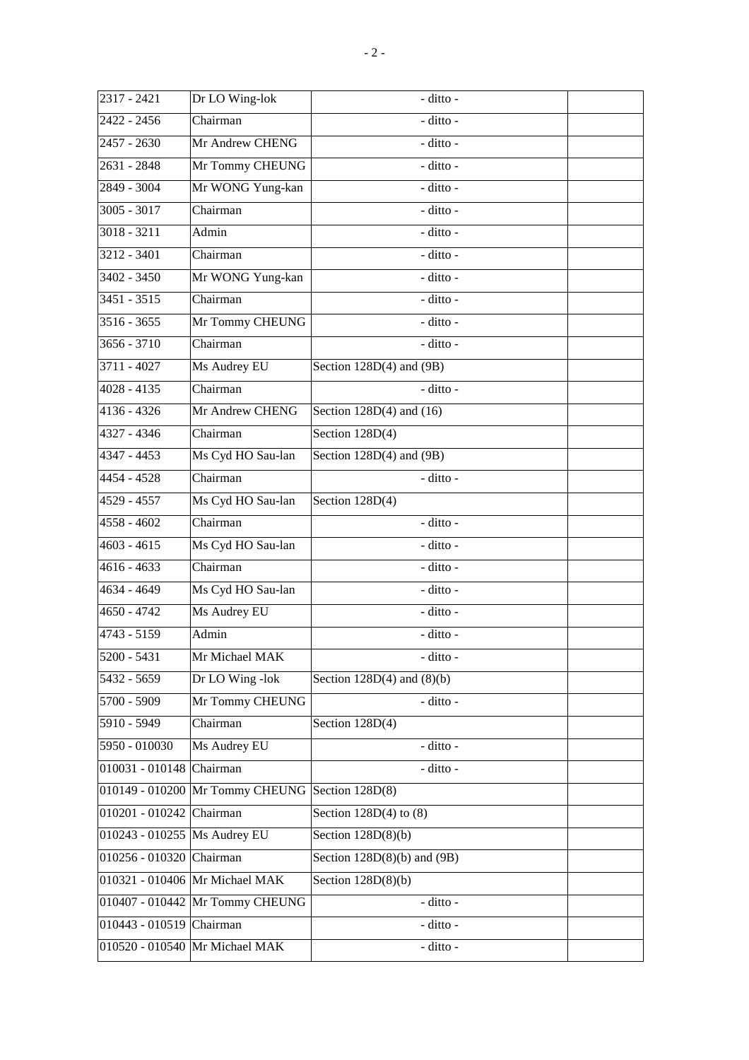| | | | |
|---|---|---|---|
| 2317 - 2421 | Dr LO Wing-lok | - ditto - | |
| 2422 - 2456 | Chairman | - ditto - | |
| 2457 - 2630 | Mr Andrew CHENG | - ditto - | |
| 2631 - 2848 | Mr Tommy CHEUNG | - ditto - | |
| 2849 - 3004 | Mr WONG Yung-kan | - ditto - | |
| 3005 - 3017 | Chairman | - ditto - | |
| 3018 - 3211 | Admin | - ditto - | |
| 3212 - 3401 | Chairman | - ditto - | |
| 3402 - 3450 | Mr WONG Yung-kan | - ditto - | |
| 3451 - 3515 | Chairman | - ditto - | |
| 3516 - 3655 | Mr Tommy CHEUNG | - ditto - | |
| 3656 - 3710 | Chairman | - ditto - | |
| 3711 - 4027 | Ms Audrey EU | Section 128D(4) and (9B) | |
| 4028 - 4135 | Chairman | - ditto - | |
| 4136 - 4326 | Mr Andrew CHENG | Section 128D(4) and (16) | |
| 4327 - 4346 | Chairman | Section 128D(4) | |
| 4347 - 4453 | Ms Cyd HO Sau-lan | Section 128D(4) and (9B) | |
| 4454 - 4528 | Chairman | - ditto - | |
| 4529 - 4557 | Ms Cyd HO Sau-lan | Section 128D(4) | |
| 4558 - 4602 | Chairman | - ditto - | |
| 4603 - 4615 | Ms Cyd HO Sau-lan | - ditto - | |
| 4616 - 4633 | Chairman | - ditto - | |
| 4634 - 4649 | Ms Cyd HO Sau-lan | - ditto - | |
| 4650 - 4742 | Ms Audrey EU | - ditto - | |
| 4743 - 5159 | Admin | - ditto - | |
| 5200 - 5431 | Mr Michael MAK | - ditto - | |
| 5432 - 5659 | Dr LO Wing -lok | Section 128D(4) and (8)(b) | |
| 5700 - 5909 | Mr Tommy CHEUNG | - ditto - | |
| 5910 - 5949 | Chairman | Section 128D(4) | |
| 5950 - 010030 | Ms Audrey EU | - ditto - | |
| 010031 - 010148 | Chairman | - ditto - | |
| 010149 - 010200 | Mr Tommy CHEUNG | Section 128D(8) | |
| 010201 - 010242 | Chairman | Section 128D(4) to (8) | |
| 010243 - 010255 | Ms Audrey EU | Section 128D(8)(b) | |
| 010256 - 010320 | Chairman | Section 128D(8)(b) and (9B) | |
| 010321 - 010406 | Mr Michael MAK | Section 128D(8)(b) | |
| 010407 - 010442 | Mr Tommy CHEUNG | - ditto - | |
| 010443 - 010519 | Chairman | - ditto - | |
| 010520 - 010540 | Mr Michael MAK | - ditto - | |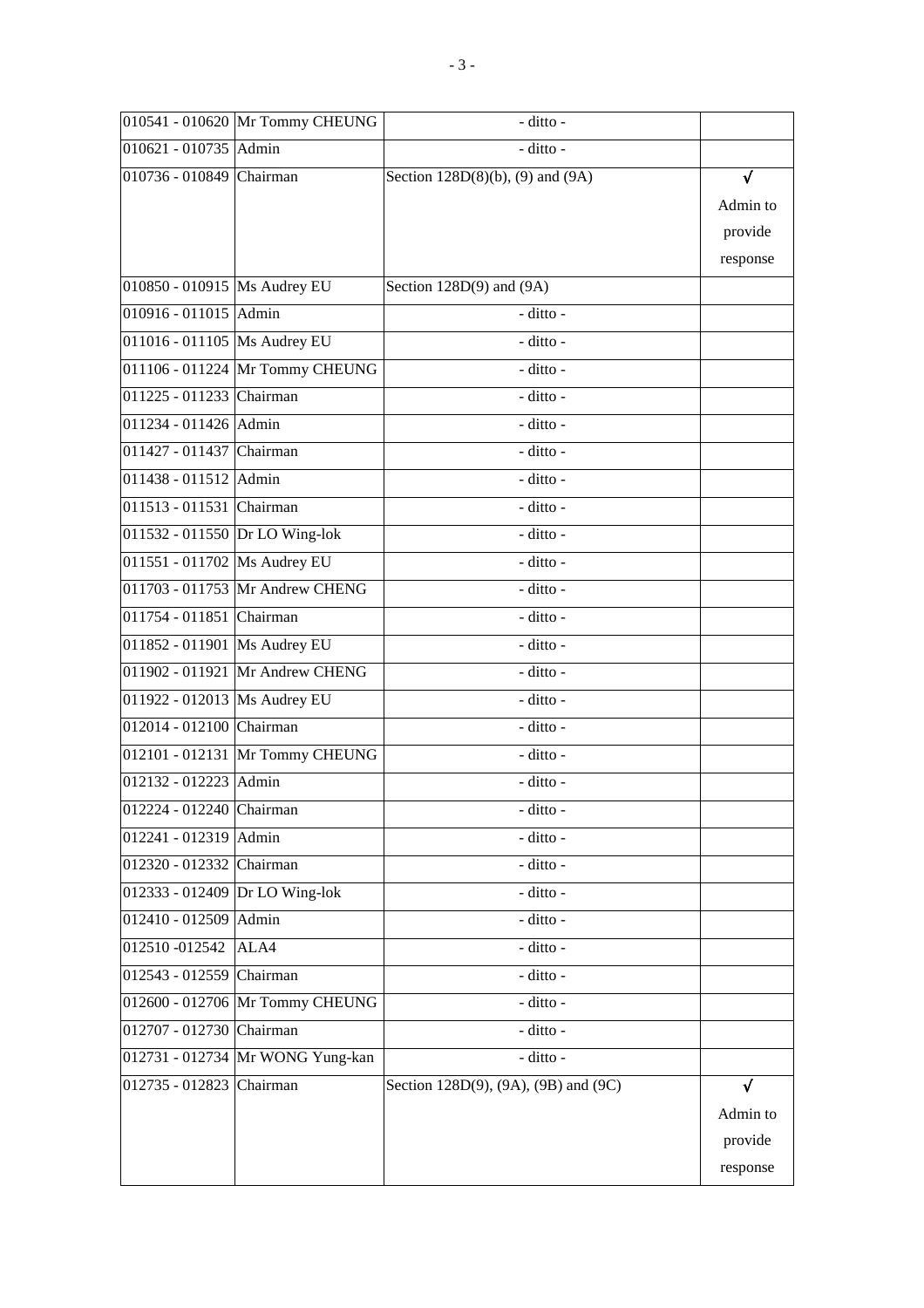| | | | |
|---|---|---|---|
| 010541 - 010620 | Mr Tommy CHEUNG | - ditto - | |
| 010621 - 010735 | Admin | - ditto - | |
| 010736 - 010849 | Chairman | Section 128D(8)(b), (9) and (9A) | √ Admin to provide response |
| 010850 - 010915 | Ms Audrey EU | Section 128D(9) and (9A) | |
| 010916 - 011015 | Admin | - ditto - | |
| 011016 - 011105 | Ms Audrey EU | - ditto - | |
| 011106 - 011224 | Mr Tommy CHEUNG | - ditto - | |
| 011225 - 011233 | Chairman | - ditto - | |
| 011234 - 011426 | Admin | - ditto - | |
| 011427 - 011437 | Chairman | - ditto - | |
| 011438 - 011512 | Admin | - ditto - | |
| 011513 - 011531 | Chairman | - ditto - | |
| 011532 - 011550 | Dr LO Wing-lok | - ditto - | |
| 011551 - 011702 | Ms Audrey EU | - ditto - | |
| 011703 - 011753 | Mr Andrew CHENG | - ditto - | |
| 011754 - 011851 | Chairman | - ditto - | |
| 011852 - 011901 | Ms Audrey EU | - ditto - | |
| 011902 - 011921 | Mr Andrew CHENG | - ditto - | |
| 011922 - 012013 | Ms Audrey EU | - ditto - | |
| 012014 - 012100 | Chairman | - ditto - | |
| 012101 - 012131 | Mr Tommy CHEUNG | - ditto - | |
| 012132 - 012223 | Admin | - ditto - | |
| 012224 - 012240 | Chairman | - ditto - | |
| 012241 - 012319 | Admin | - ditto - | |
| 012320 - 012332 | Chairman | - ditto - | |
| 012333 - 012409 | Dr LO Wing-lok | - ditto - | |
| 012410 - 012509 | Admin | - ditto - | |
| 012510 -012542 | ALA4 | - ditto - | |
| 012543 - 012559 | Chairman | - ditto - | |
| 012600 - 012706 | Mr Tommy CHEUNG | - ditto - | |
| 012707 - 012730 | Chairman | - ditto - | |
| 012731 - 012734 | Mr WONG Yung-kan | - ditto - | |
| 012735 - 012823 | Chairman | Section 128D(9), (9A), (9B) and (9C) | √ Admin to provide response |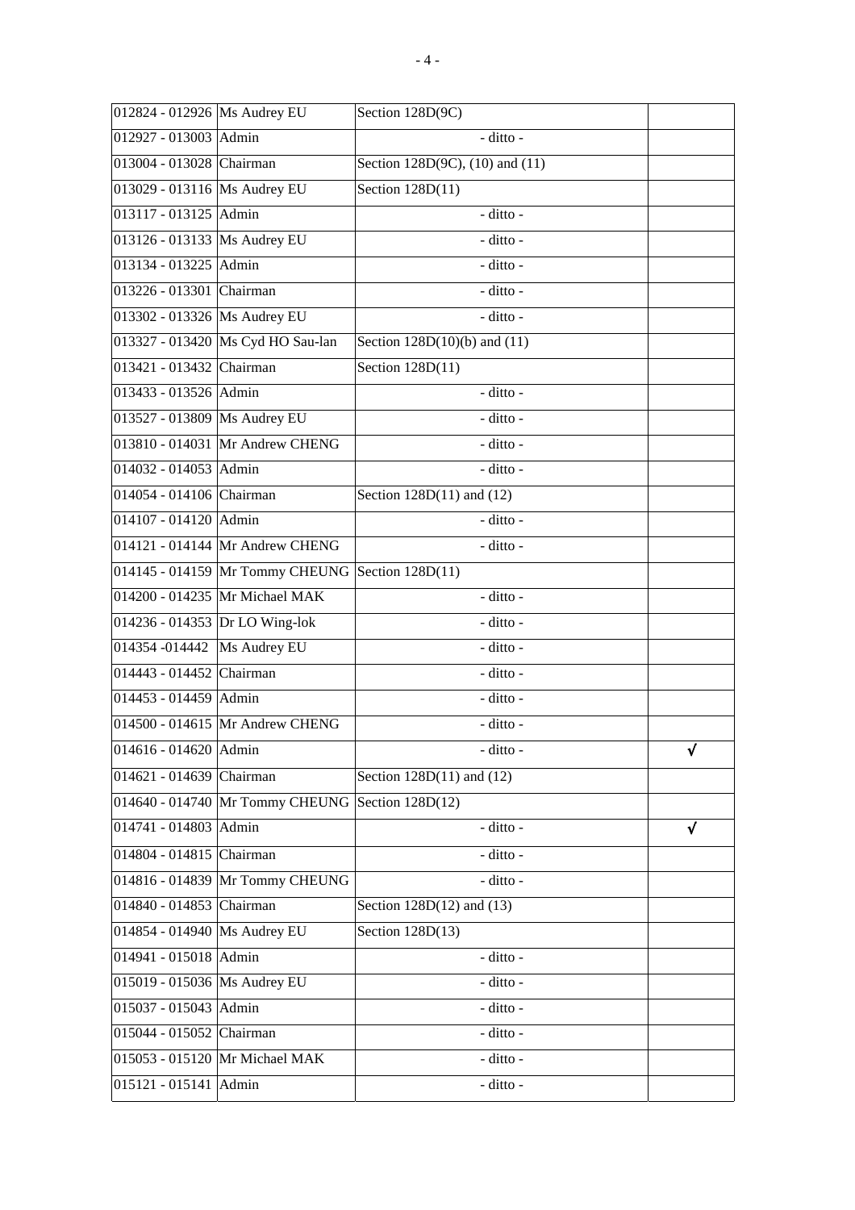| | | | |
|---|---|---|---|
| 012824 - 012926 | Ms Audrey EU | Section 128D(9C) | |
| 012927 - 013003 | Admin | - ditto - | |
| 013004 - 013028 | Chairman | Section 128D(9C), (10) and (11) | |
| 013029 - 013116 | Ms Audrey EU | Section 128D(11) | |
| 013117 - 013125 | Admin | - ditto - | |
| 013126 - 013133 | Ms Audrey EU | - ditto - | |
| 013134 - 013225 | Admin | - ditto - | |
| 013226 - 013301 | Chairman | - ditto - | |
| 013302 - 013326 | Ms Audrey EU | - ditto - | |
| 013327 - 013420 | Ms Cyd HO Sau-lan | Section 128D(10)(b) and (11) | |
| 013421 - 013432 | Chairman | Section 128D(11) | |
| 013433 - 013526 | Admin | - ditto - | |
| 013527 - 013809 | Ms Audrey EU | - ditto - | |
| 013810 - 014031 | Mr Andrew CHENG | - ditto - | |
| 014032 - 014053 | Admin | - ditto - | |
| 014054 - 014106 | Chairman | Section 128D(11) and (12) | |
| 014107 - 014120 | Admin | - ditto - | |
| 014121 - 014144 | Mr Andrew CHENG | - ditto - | |
| 014145 - 014159 | Mr Tommy CHEUNG | Section 128D(11) | |
| 014200 - 014235 | Mr Michael MAK | - ditto - | |
| 014236 - 014353 | Dr LO Wing-lok | - ditto - | |
| 014354 -014442 | Ms Audrey EU | - ditto - | |
| 014443 - 014452 | Chairman | - ditto - | |
| 014453 - 014459 | Admin | - ditto - | |
| 014500 - 014615 | Mr Andrew CHENG | - ditto - | |
| 014616 - 014620 | Admin | - ditto - | √ |
| 014621 - 014639 | Chairman | Section 128D(11) and (12) | |
| 014640 - 014740 | Mr Tommy CHEUNG | Section 128D(12) | |
| 014741 - 014803 | Admin | - ditto - | √ |
| 014804 - 014815 | Chairman | - ditto - | |
| 014816 - 014839 | Mr Tommy CHEUNG | - ditto - | |
| 014840 - 014853 | Chairman | Section 128D(12) and (13) | |
| 014854 - 014940 | Ms Audrey EU | Section 128D(13) | |
| 014941 - 015018 | Admin | - ditto - | |
| 015019 - 015036 | Ms Audrey EU | - ditto - | |
| 015037 - 015043 | Admin | - ditto - | |
| 015044 - 015052 | Chairman | - ditto - | |
| 015053 - 015120 | Mr Michael MAK | - ditto - | |
| 015121 - 015141 | Admin | - ditto - | |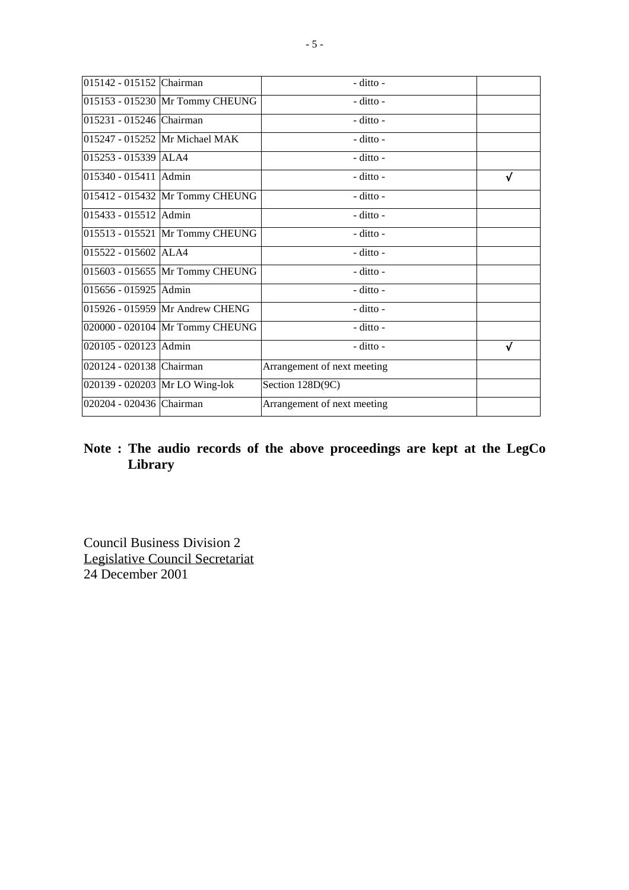| | | | |
|---|---|---|---|
| 015142 - 015152 | Chairman | - ditto - | |
| 015153 - 015230 | Mr Tommy CHEUNG | - ditto - | |
| 015231 - 015246 | Chairman | - ditto - | |
| 015247 - 015252 | Mr Michael MAK | - ditto - | |
| 015253 - 015339 | ALA4 | - ditto - | |
| 015340 - 015411 | Admin | - ditto - | √ |
| 015412 - 015432 | Mr Tommy CHEUNG | - ditto - | |
| 015433 - 015512 | Admin | - ditto - | |
| 015513 - 015521 | Mr Tommy CHEUNG | - ditto - | |
| 015522 - 015602 | ALA4 | - ditto - | |
| 015603 - 015655 | Mr Tommy CHEUNG | - ditto - | |
| 015656 - 015925 | Admin | - ditto - | |
| 015926 - 015959 | Mr Andrew CHENG | - ditto - | |
| 020000 - 020104 | Mr Tommy CHEUNG | - ditto - | |
| 020105 - 020123 | Admin | - ditto - | √ |
| 020124 - 020138 | Chairman | Arrangement of next meeting | |
| 020139 - 020203 | Mr LO Wing-lok | Section 128D(9C) | |
| 020204 - 020436 | Chairman | Arrangement of next meeting | |

**Note : The audio records of the above proceedings are kept at the LegCo Library**

Council Business Division 2
Legislative Council Secretariat
24 December 2001